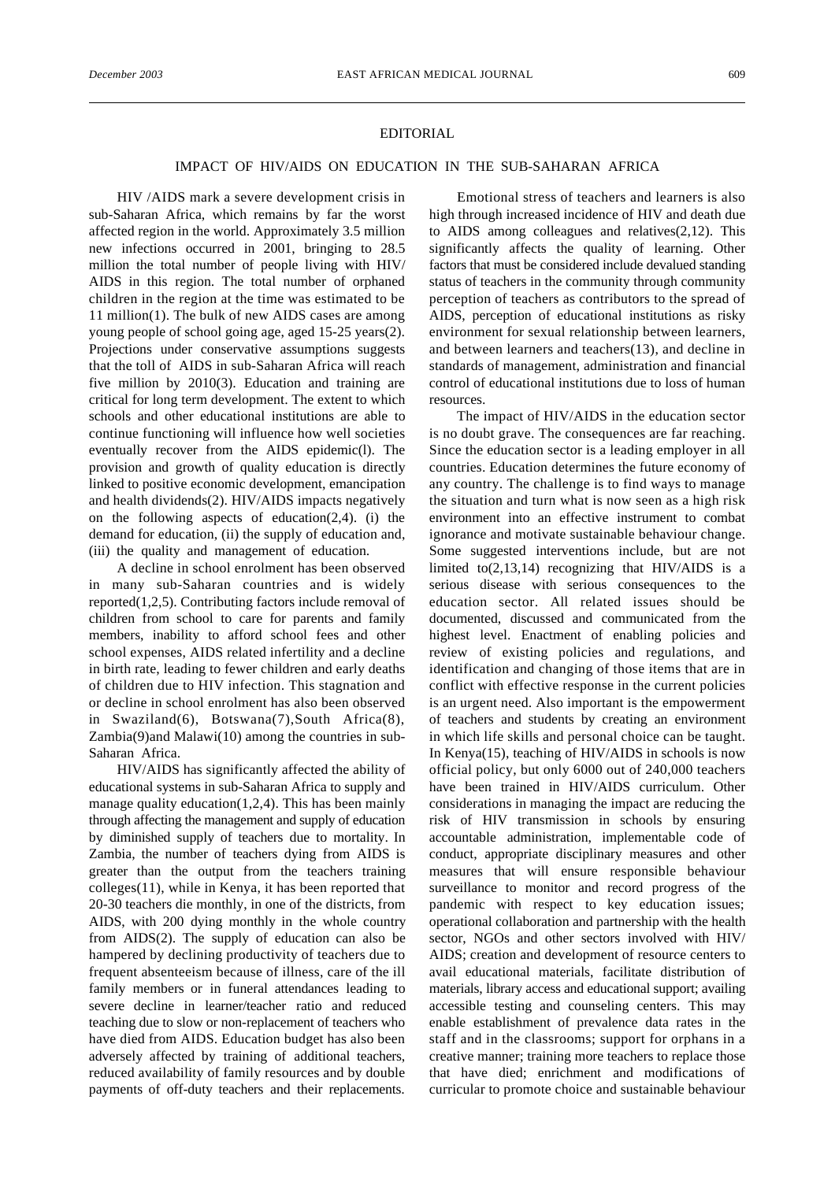# EDITORIAL

## IMPACT OF HIV/AIDS ON EDUCATION IN THE SUB-SAHARAN AFRICA

HIV /AIDS mark a severe development crisis in sub-Saharan Africa, which remains by far the worst affected region in the world. Approximately 3.5 million new infections occurred in 2001, bringing to 28.5 million the total number of people living with HIV/ AIDS in this region. The total number of orphaned children in the region at the time was estimated to be 11 million(1). The bulk of new AIDS cases are among young people of school going age, aged 15-25 years(2). Projections under conservative assumptions suggests that the toll of AIDS in sub-Saharan Africa will reach five million by 2010(3). Education and training are critical for long term development. The extent to which schools and other educational institutions are able to continue functioning will influence how well societies eventually recover from the AIDS epidemic(l). The provision and growth of quality education is directly linked to positive economic development, emancipation and health dividends(2). HIV/AIDS impacts negatively on the following aspects of education(2,4). (i) the demand for education, (ii) the supply of education and, (iii) the quality and management of education.

A decline in school enrolment has been observed in many sub-Saharan countries and is widely reported(1,2,5). Contributing factors include removal of children from school to care for parents and family members, inability to afford school fees and other school expenses, AIDS related infertility and a decline in birth rate, leading to fewer children and early deaths of children due to HIV infection. This stagnation and or decline in school enrolment has also been observed in Swaziland(6), Botswana(7),South Africa(8), Zambia(9)and Malawi(10) among the countries in sub-Saharan Africa.

HIV/AIDS has significantly affected the ability of educational systems in sub-Saharan Africa to supply and manage quality education(1,2,4). This has been mainly through affecting the management and supply of education by diminished supply of teachers due to mortality. In Zambia, the number of teachers dying from AIDS is greater than the output from the teachers training colleges(11), while in Kenya, it has been reported that 20-30 teachers die monthly, in one of the districts, from AIDS, with 200 dying monthly in the whole country from AIDS(2). The supply of education can also be hampered by declining productivity of teachers due to frequent absenteeism because of illness, care of the ill family members or in funeral attendances leading to severe decline in learner/teacher ratio and reduced teaching due to slow or non-replacement of teachers who have died from AIDS. Education budget has also been adversely affected by training of additional teachers, reduced availability of family resources and by double payments of off-duty teachers and their replacements.

Emotional stress of teachers and learners is also high through increased incidence of HIV and death due to AIDS among colleagues and relatives(2,12). This significantly affects the quality of learning. Other factors that must be considered include devalued standing status of teachers in the community through community perception of teachers as contributors to the spread of AIDS, perception of educational institutions as risky environment for sexual relationship between learners, and between learners and teachers(13), and decline in standards of management, administration and financial control of educational institutions due to loss of human resources.

The impact of HIV/AIDS in the education sector is no doubt grave. The consequences are far reaching. Since the education sector is a leading employer in all countries. Education determines the future economy of any country. The challenge is to find ways to manage the situation and turn what is now seen as a high risk environment into an effective instrument to combat ignorance and motivate sustainable behaviour change. Some suggested interventions include, but are not limited to(2,13,14) recognizing that HIV/AIDS is a serious disease with serious consequences to the education sector. All related issues should be documented, discussed and communicated from the highest level. Enactment of enabling policies and review of existing policies and regulations, and identification and changing of those items that are in conflict with effective response in the current policies is an urgent need. Also important is the empowerment of teachers and students by creating an environment in which life skills and personal choice can be taught. In Kenya(15), teaching of HIV/AIDS in schools is now official policy, but only 6000 out of 240,000 teachers have been trained in HIV/AIDS curriculum. Other considerations in managing the impact are reducing the risk of HIV transmission in schools by ensuring accountable administration, implementable code of conduct, appropriate disciplinary measures and other measures that will ensure responsible behaviour surveillance to monitor and record progress of the pandemic with respect to key education issues; operational collaboration and partnership with the health sector, NGOs and other sectors involved with HIV/ AIDS; creation and development of resource centers to avail educational materials, facilitate distribution of materials, library access and educational support; availing accessible testing and counseling centers. This may enable establishment of prevalence data rates in the staff and in the classrooms; support for orphans in a creative manner; training more teachers to replace those that have died; enrichment and modifications of curricular to promote choice and sustainable behaviour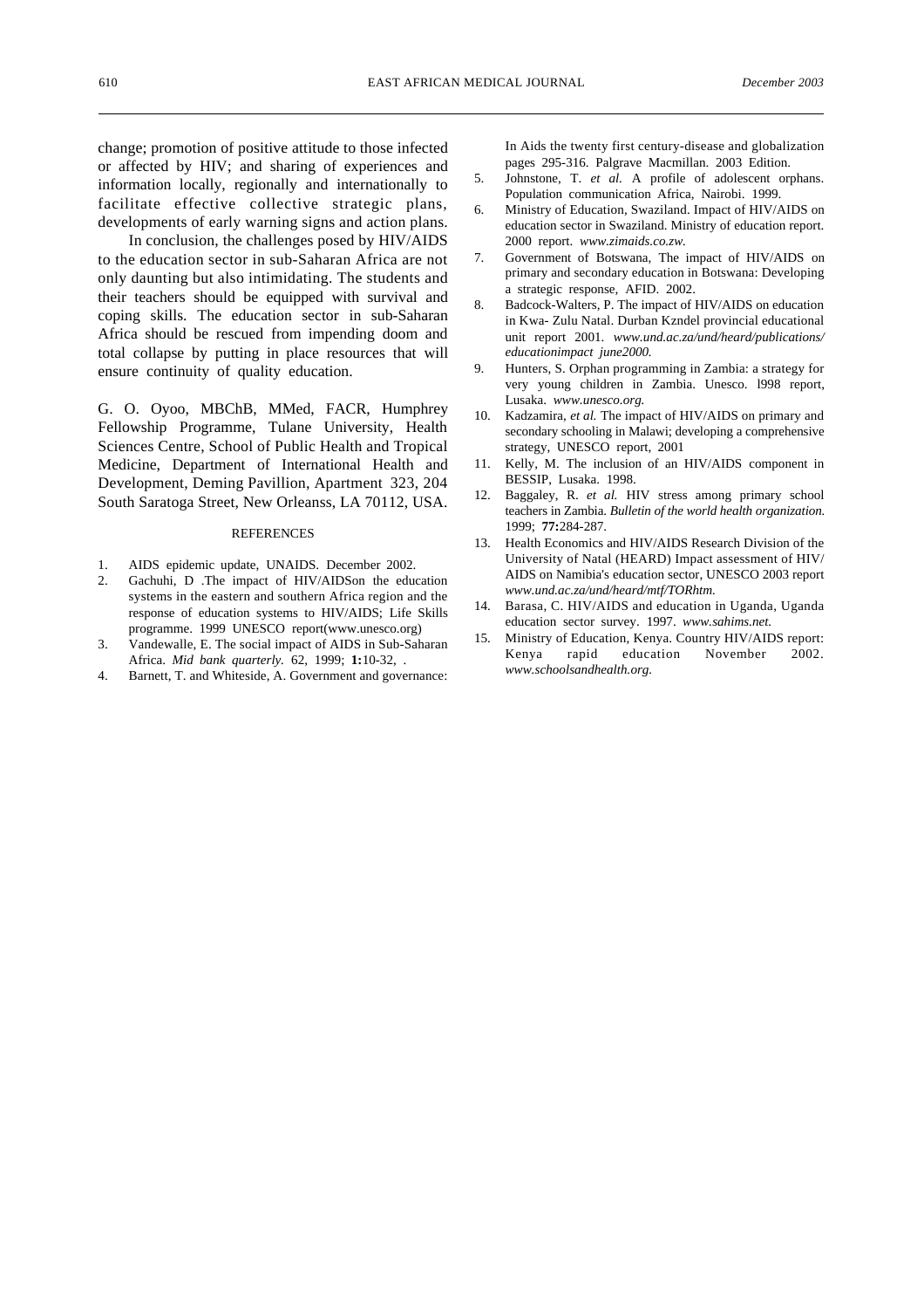change; promotion of positive attitude to those infected or affected by HIV; and sharing of experiences and information locally, regionally and internationally to facilitate effective collective strategic plans, developments of early warning signs and action plans.

In conclusion, the challenges posed by HIV/AIDS to the education sector in sub-Saharan Africa are not only daunting but also intimidating. The students and their teachers should be equipped with survival and coping skills. The education sector in sub-Saharan Africa should be rescued from impending doom and total collapse by putting in place resources that will ensure continuity of quality education.

G. O. Oyoo, MBChB, MMed, FACR, Humphrey Fellowship Programme, Tulane University, Health Sciences Centre, School of Public Health and Tropical Medicine, Department of International Health and Development, Deming Pavillion, Apartment 323, 204 South Saratoga Street, New Orleanss, LA 70112, USA.

## REFERENCES

1. AIDS epidemic update, UNAIDS. December 2002.
2. Gachuhi, D .The impact of HIV/AIDSon the education systems in the eastern and southern Africa region and the response of education systems to HIV/AIDS; Life Skills programme. 1999 UNESCO report(www.unesco.org)
3. Vandewalle, E. The social impact of AIDS in Sub-Saharan Africa. *Mid bank quarterly.* 62, 1999; **1:**10-32, .
4. Barnett, T. and Whiteside, A. Government and governance: In Aids the twenty first century-disease and globalization pages 295-316. Palgrave Macmillan. 2003 Edition.
5. Johnstone, T. *et al.* A profile of adolescent orphans. Population communication Africa, Nairobi. 1999.
6. Ministry of Education, Swaziland. Impact of HIV/AIDS on education sector in Swaziland. Ministry of education report. 2000 report. *www.zimaids.co.zw.*
7. Government of Botswana, The impact of HIV/AIDS on primary and secondary education in Botswana: Developing a strategic response, AFID. 2002.
8. Badcock-Walters, P. The impact of HIV/AIDS on education in Kwa- Zulu Natal. Durban Kzndel provincial educational unit report 2001. *www.und.ac.za/und/heard/publications/ educationimpact june2000.*
9. Hunters, S. Orphan programming in Zambia: a strategy for very young children in Zambia. Unesco. l998 report, Lusaka. *www.unesco.org.*
10. Kadzamira, *et al.* The impact of HIV/AIDS on primary and secondary schooling in Malawi; developing a comprehensive strategy, UNESCO report, 2001
11. Kelly, M. The inclusion of an HIV/AIDS component in BESSIP, Lusaka. 1998.
12. Baggaley, R. *et al.* HIV stress among primary school teachers in Zambia. *Bulletin of the world health organization.* 1999; **77:**284-287.
13. Health Economics and HIV/AIDS Research Division of the University of Natal (HEARD) Impact assessment of HIV/ AIDS on Namibia's education sector, UNESCO 2003 report *www.und.ac.za/und/heard/mtf/TORhtm.*
14. Barasa, C. HIV/AIDS and education in Uganda, Uganda education sector survey. 1997. *www.sahims.net.*
15. Ministry of Education, Kenya. Country HIV/AIDS report: Kenya rapid education November 2002. *www.schoolsandhealth.org.*